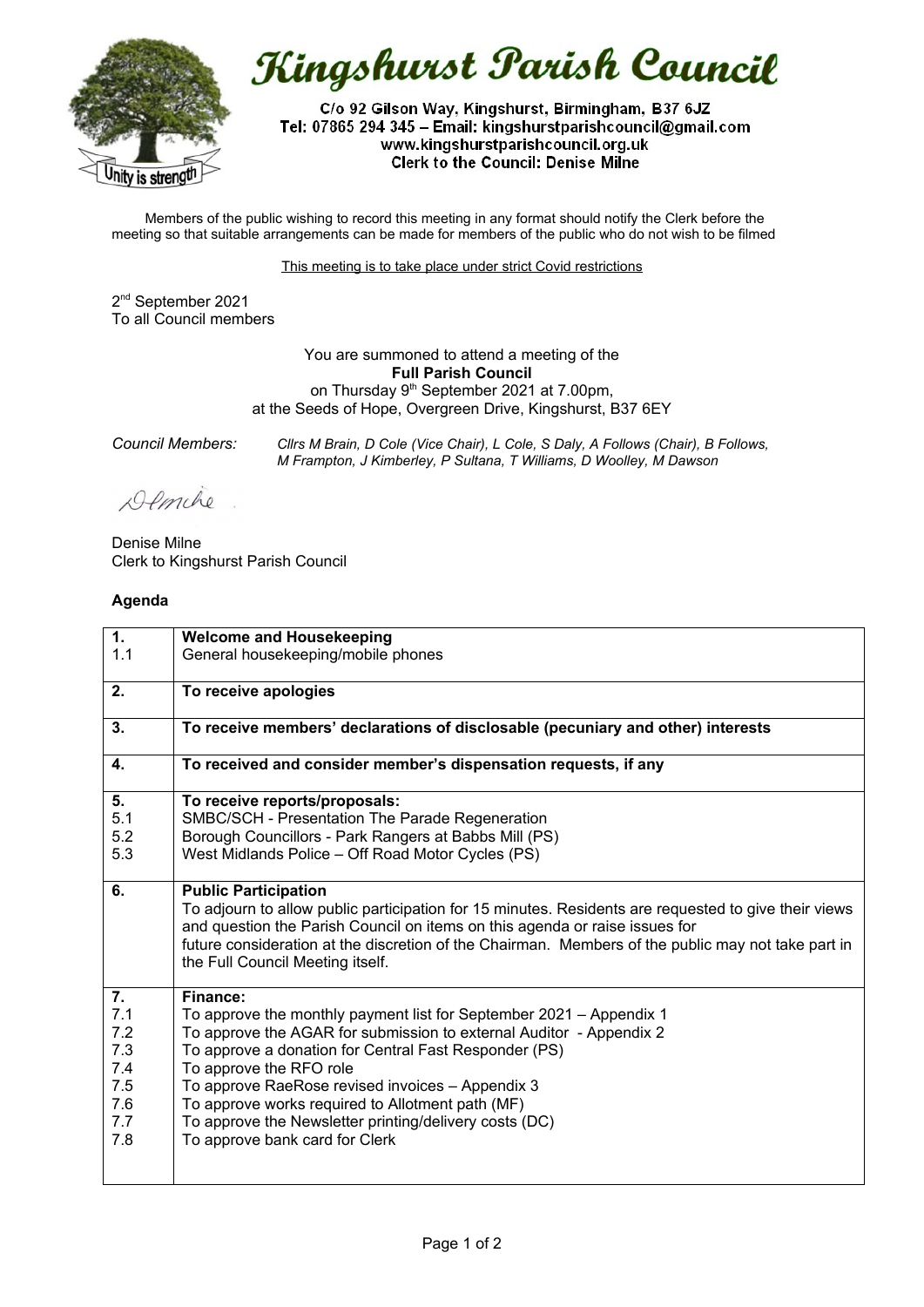# Kingshurst Parish Council

C/o 92 Gilson Way, Kingshurst, Birmingham, B37 6JZ
Tel: 07865 294 345 – Email: kingshurstparishcouncil@gmail.com
www.kingshurstparishcouncil.org.uk
Clerk to the Council: Denise Milne

Members of the public wishing to record this meeting in any format should notify the Clerk before the meeting so that suitable arrangements can be made for members of the public who do not wish to be filmed

This meeting is to take place under strict Covid restrictions

2nd September 2021
To all Council members

You are summoned to attend a meeting of the
**Full Parish Council**
on Thursday 9th September 2021 at 7.00pm,
at the Seeds of Hope, Overgreen Drive, Kingshurst, B37 6EY

*Council Members:* *Cllrs M Brain, D Cole (Vice Chair), L Cole, S Daly, A Follows (Chair), B Follows, M Frampton, J Kimberley, P Sultana, T Williams, D Woolley, M Dawson*

Denise Milne
Clerk to Kingshurst Parish Council

**Agenda**

| | |
|---|---|
| **1.** | **Welcome and Housekeeping** |
| 1.1 | General housekeeping/mobile phones |
| **2.** | **To receive apologies** |
| **3.** | **To receive members' declarations of disclosable (pecuniary and other) interests** |
| **4.** | **To received and consider member's dispensation requests, if any** |
| **5.** | **To receive reports/proposals:** |
| 5.1 | SMBC/SCH - Presentation The Parade Regeneration |
| 5.2 | Borough Councillors - Park Rangers at Babbs Mill (PS) |
| 5.3 | West Midlands Police – Off Road Motor Cycles (PS) |
| **6.** | **Public Participation**<br>To adjourn to allow public participation for 15 minutes. Residents are requested to give their views and question the Parish Council on items on this agenda or raise issues for future consideration at the discretion of the Chairman. Members of the public may not take part in the Full Council Meeting itself. |
| **7.** | **Finance:** |
| 7.1 | To approve the monthly payment list for September 2021 – Appendix 1 |
| 7.2 | To approve the AGAR for submission to external Auditor - Appendix 2 |
| 7.3 | To approve a donation for Central Fast Responder (PS) |
| 7.4 | To approve the RFO role |
| 7.5 | To approve RaeRose revised invoices – Appendix 3 |
| 7.6 | To approve works required to Allotment path (MF) |
| 7.7 | To approve the Newsletter printing/delivery costs (DC) |
| 7.8 | To approve bank card for Clerk |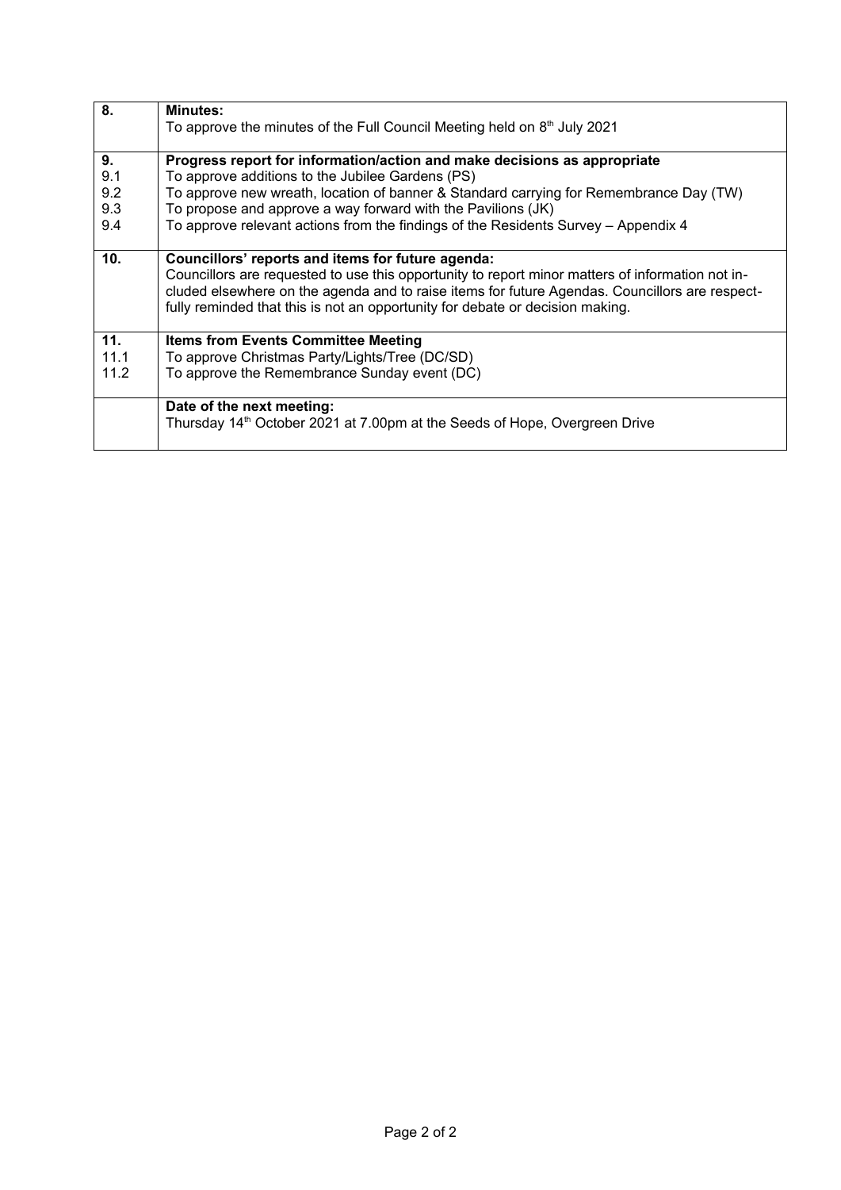| | |
|---|---|
| **8.** | **Minutes:**<br>To approve the minutes of the Full Council Meeting held on 8th July 2021 |
| **9.**<br>9.1<br>9.2<br>9.3<br>9.4 | **Progress report for information/action and make decisions as appropriate**<br>To approve additions to the Jubilee Gardens (PS)<br>To approve new wreath, location of banner & Standard carrying for Remembrance Day (TW)<br>To propose and approve a way forward with the Pavilions (JK)<br>To approve relevant actions from the findings of the Residents Survey – Appendix 4 |
| **10.** | **Councillors' reports and items for future agenda:**<br>Councillors are requested to use this opportunity to report minor matters of information not included elsewhere on the agenda and to raise items for future Agendas. Councillors are respectfully reminded that this is not an opportunity for debate or decision making. |
| **11.**<br>11.1<br>11.2 | **Items from Events Committee Meeting**<br>To approve Christmas Party/Lights/Tree (DC/SD)<br>To approve the Remembrance Sunday event (DC) |
| | **Date of the next meeting:**<br>Thursday 14th October 2021 at 7.00pm at the Seeds of Hope, Overgreen Drive |